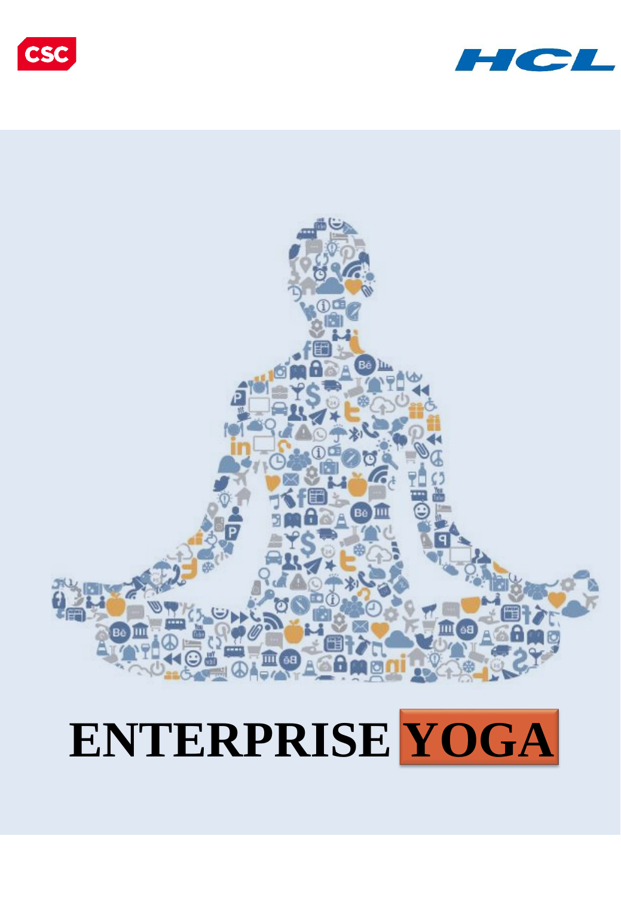CSC

HCL

# ENTERPRISE YOGA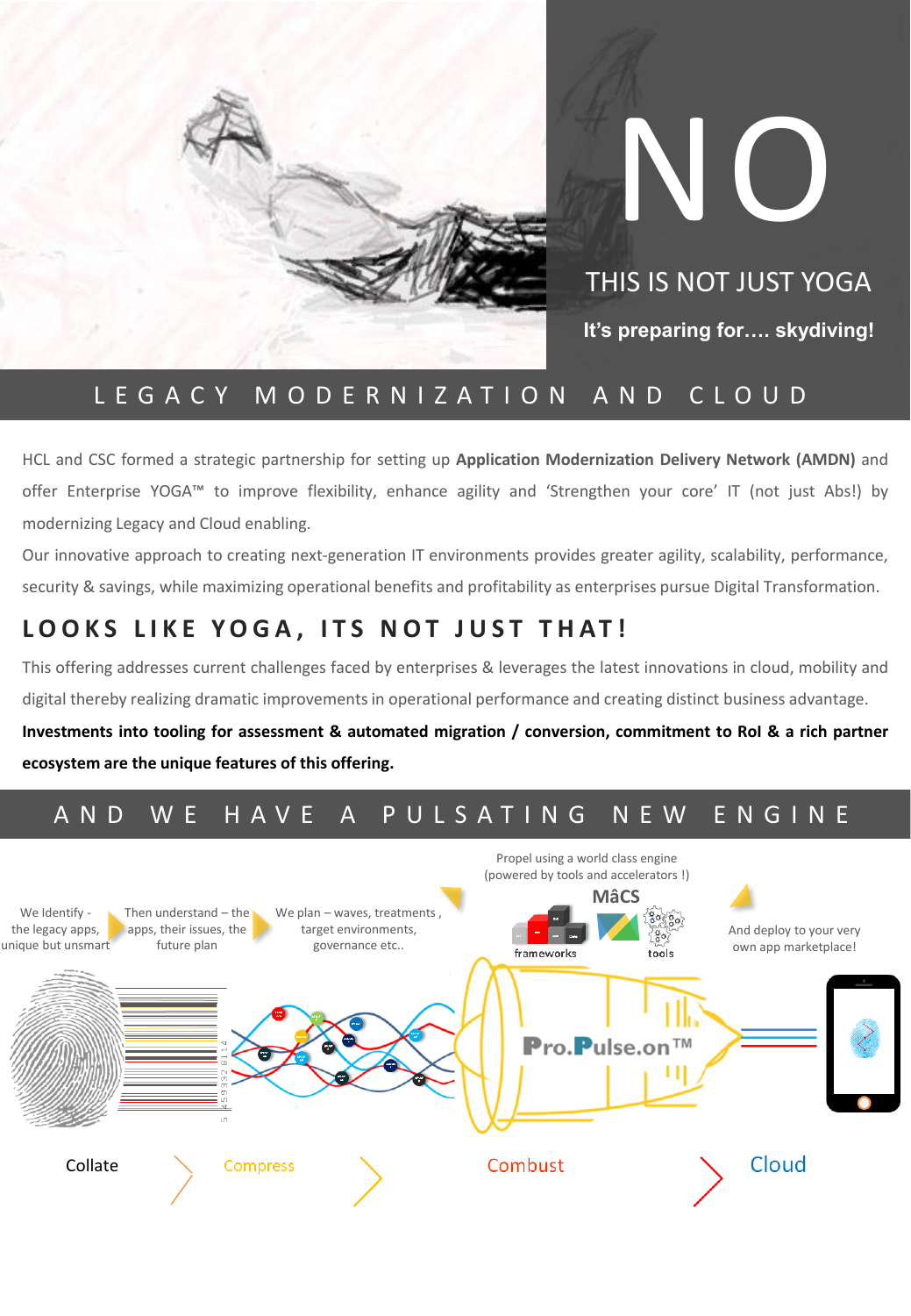# NO

## THIS IS NOT JUST YOGA

**It's preparing for…. skydiving!**

## LEGACY MODERNIZATION AND CLOUD

HCL and CSC formed a strategic partnership for setting up **Application Modernization Delivery Network (AMDN)** and offer Enterprise YOGA™ to improve flexibility, enhance agility and 'Strengthen your core' IT (not just Abs!) by modernizing Legacy and Cloud enabling.

Our innovative approach to creating next-generation IT environments provides greater agility, scalability, performance, security & savings, while maximizing operational benefits and profitability as enterprises pursue Digital Transformation.

## LOOKS LIKE YOGA, ITS NOT JUST THAT!

This offering addresses current challenges faced by enterprises & leverages the latest innovations in cloud, mobility and digital thereby realizing dramatic improvements in operational performance and creating distinct business advantage.

**Investments into tooling for assessment & automated migration / conversion, commitment to RoI & a rich partner ecosystem are the unique features of this offering.**

## AND WE HAVE A PULSATING NEW ENGINE

We Identify - the legacy apps, unique but unsmart

Then understand – the apps, their issues, the future plan

We plan – waves, treatments, target environments, governance etc..

Propel using a world class engine (powered by tools and accelerators !)

MâCS

frameworks

tools

And deploy to your very own app marketplace!

Pro.Pulse.on™

Collate → Compress → Combust → Cloud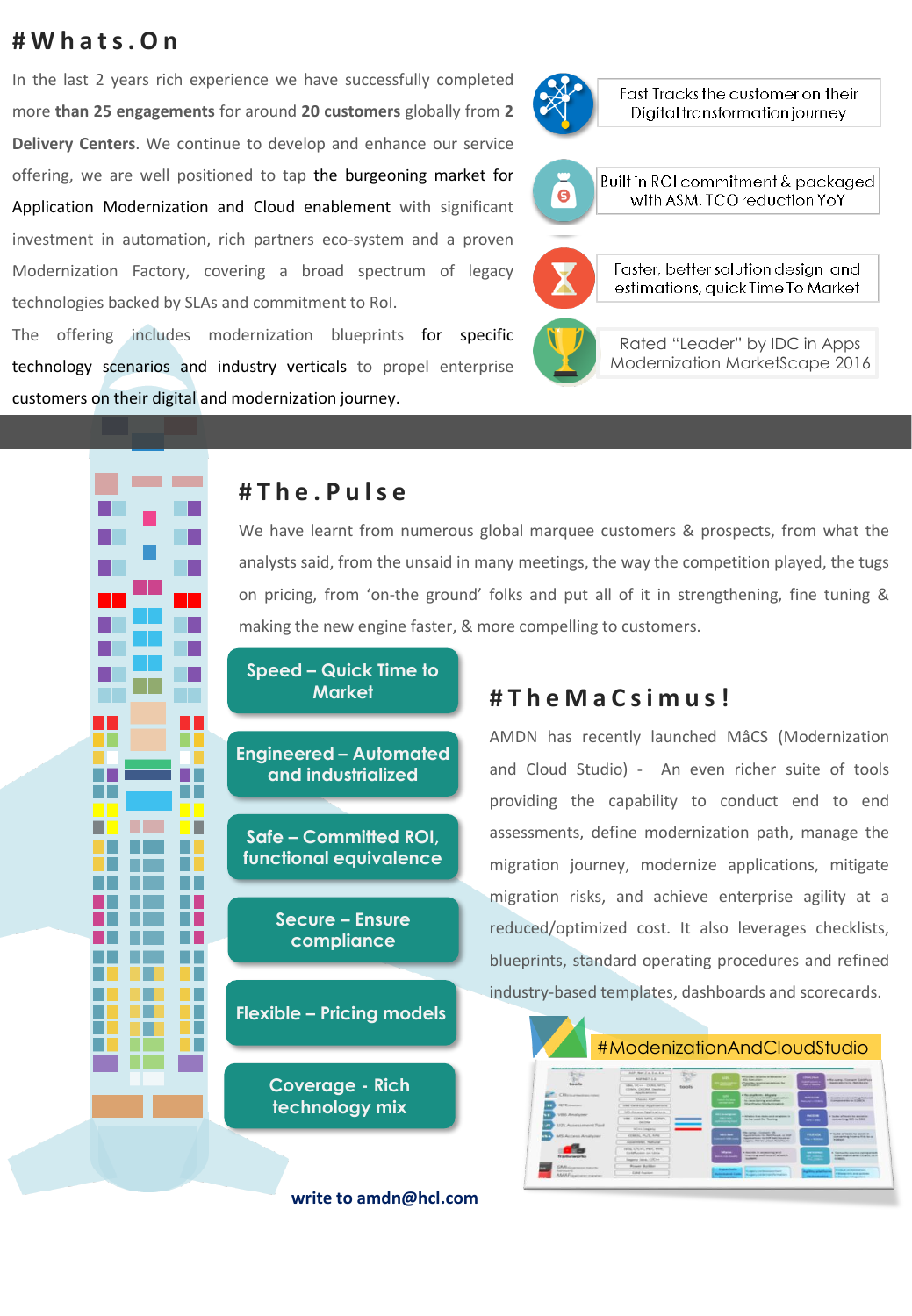# #Whats.On

In the last 2 years rich experience we have successfully completed more **than 25 engagements** for around **20 customers** globally from **2 Delivery Centers**. We continue to develop and enhance our service offering, we are well positioned to tap the burgeoning market for Application Modernization and Cloud enablement with significant investment in automation, rich partners eco-system and a proven Modernization Factory, covering a broad spectrum of legacy technologies backed by SLAs and commitment to RoI.

The offering includes modernization blueprints for specific technology scenarios and industry verticals to propel enterprise customers on their digital and modernization journey.

- Fast Tracks the customer on their Digital transformation journey
- Built in ROI commitment & packaged with ASM, TCO reduction YoY
- Faster, better solution design and estimations, quick Time To Market
- Rated "Leader" by IDC in Apps Modernization MarketScape 2016

# #The.Pulse

We have learnt from numerous global marquee customers & prospects, from what the analysts said, from the unsaid in many meetings, the way the competition played, the tugs on pricing, from 'on-the ground' folks and put all of it in strengthening, fine tuning & making the new engine faster, & more compelling to customers.

- **Speed – Quick Time to Market**
- **Engineered – Automated and industrialized**
- **Safe – Committed ROI, functional equivalence**
- **Secure – Ensure compliance**
- **Flexible – Pricing models**
- **Coverage - Rich technology mix**

# #TheMaCsimus!

AMDN has recently launched MâCS (Modernization and Cloud Studio) - An even richer suite of tools providing the capability to conduct end to end assessments, define modernization path, manage the migration journey, modernize applications, mitigate migration risks, and achieve enterprise agility at a reduced/optimized cost. It also leverages checklists, blueprints, standard operating procedures and refined industry-based templates, dashboards and scorecards.

#ModenizationAndCloudStudio

**write to amdn@hcl.com**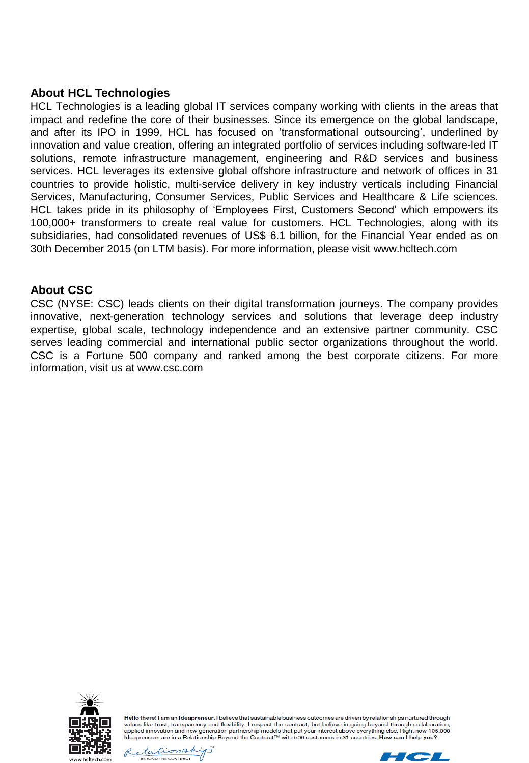## About HCL Technologies

HCL Technologies is a leading global IT services company working with clients in the areas that impact and redefine the core of their businesses. Since its emergence on the global landscape, and after its IPO in 1999, HCL has focused on 'transformational outsourcing', underlined by innovation and value creation, offering an integrated portfolio of services including software-led IT solutions, remote infrastructure management, engineering and R&D services and business services. HCL leverages its extensive global offshore infrastructure and network of offices in 31 countries to provide holistic, multi-service delivery in key industry verticals including Financial Services, Manufacturing, Consumer Services, Public Services and Healthcare & Life sciences. HCL takes pride in its philosophy of 'Employees First, Customers Second' which empowers its 100,000+ transformers to create real value for customers. HCL Technologies, along with its subsidiaries, had consolidated revenues of US$ 6.1 billion, for the Financial Year ended as on 30th December 2015 (on LTM basis). For more information, please visit www.hcltech.com

## About CSC

CSC (NYSE: CSC) leads clients on their digital transformation journeys. The company provides innovative, next-generation technology services and solutions that leverage deep industry expertise, global scale, technology independence and an extensive partner community. CSC serves leading commercial and international public sector organizations throughout the world. CSC is a Fortune 500 company and ranked among the best corporate citizens. For more information, visit us at www.csc.com

www.hcltech.com

**Hello there! I am an Ideapreneur.** I believe that sustainable business outcomes are driven by relationships nurtured through values like trust, transparency and flexibility. I respect the contract, but believe in going beyond through collaboration, applied innovation and new generation partnership models that put your interest above everything else. Right now 105,000 Ideapreneurs are in a Relationship Beyond the Contract™ with 500 customers in 31 countries. **How can I help you?**

Relationship BEYOND THE CONTRACT

HCL